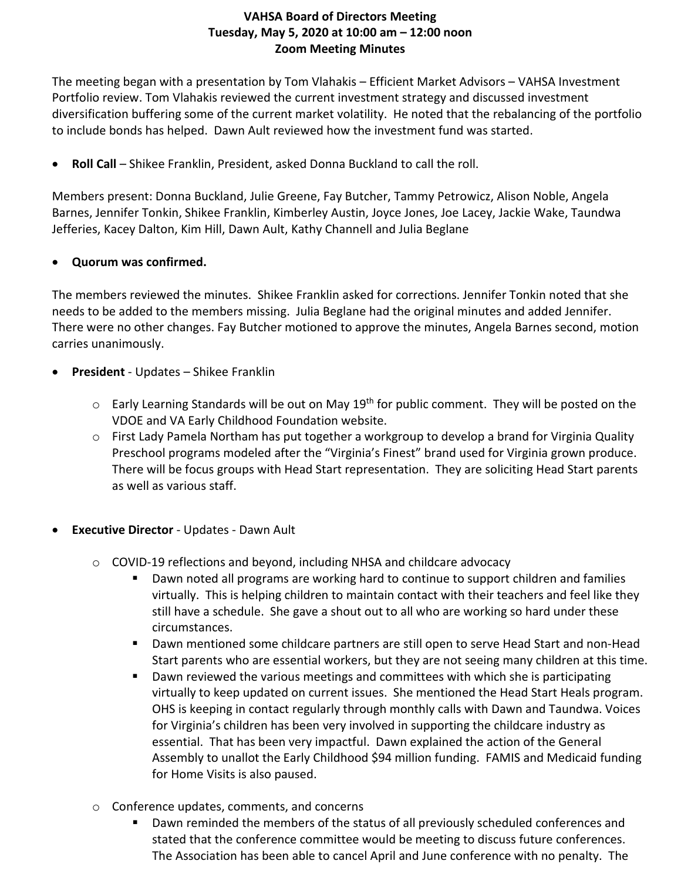**VAHSA Board of Directors Meeting**
**Tuesday, May 5, 2020 at 10:00 am – 12:00 noon**
**Zoom Meeting Minutes**

The meeting began with a presentation by Tom Vlahakis – Efficient Market Advisors – VAHSA Investment Portfolio review. Tom Vlahakis reviewed the current investment strategy and discussed investment diversification buffering some of the current market volatility. He noted that the rebalancing of the portfolio to include bonds has helped. Dawn Ault reviewed how the investment fund was started.

- **Roll Call** – Shikee Franklin, President, asked Donna Buckland to call the roll.

Members present: Donna Buckland, Julie Greene, Fay Butcher, Tammy Petrowicz, Alison Noble, Angela Barnes, Jennifer Tonkin, Shikee Franklin, Kimberley Austin, Joyce Jones, Joe Lacey, Jackie Wake, Taundwa Jefferies, Kacey Dalton, Kim Hill, Dawn Ault, Kathy Channell and Julia Beglane

- **Quorum was confirmed.**

The members reviewed the minutes. Shikee Franklin asked for corrections. Jennifer Tonkin noted that she needs to be added to the members missing. Julia Beglane had the original minutes and added Jennifer. There were no other changes. Fay Butcher motioned to approve the minutes, Angela Barnes second, motion carries unanimously.

- **President** - Updates – Shikee Franklin
  - Early Learning Standards will be out on May 19th for public comment. They will be posted on the VDOE and VA Early Childhood Foundation website.
  - First Lady Pamela Northam has put together a workgroup to develop a brand for Virginia Quality Preschool programs modeled after the "Virginia's Finest" brand used for Virginia grown produce. There will be focus groups with Head Start representation. They are soliciting Head Start parents as well as various staff.

- **Executive Director** - Updates - Dawn Ault
  - COVID-19 reflections and beyond, including NHSA and childcare advocacy
    - Dawn noted all programs are working hard to continue to support children and families virtually. This is helping children to maintain contact with their teachers and feel like they still have a schedule. She gave a shout out to all who are working so hard under these circumstances.
    - Dawn mentioned some childcare partners are still open to serve Head Start and non-Head Start parents who are essential workers, but they are not seeing many children at this time.
    - Dawn reviewed the various meetings and committees with which she is participating virtually to keep updated on current issues. She mentioned the Head Start Heals program. OHS is keeping in contact regularly through monthly calls with Dawn and Taundwa. Voices for Virginia's children has been very involved in supporting the childcare industry as essential. That has been very impactful. Dawn explained the action of the General Assembly to unallot the Early Childhood $94 million funding. FAMIS and Medicaid funding for Home Visits is also paused.
  - Conference updates, comments, and concerns
    - Dawn reminded the members of the status of all previously scheduled conferences and stated that the conference committee would be meeting to discuss future conferences. The Association has been able to cancel April and June conference with no penalty. The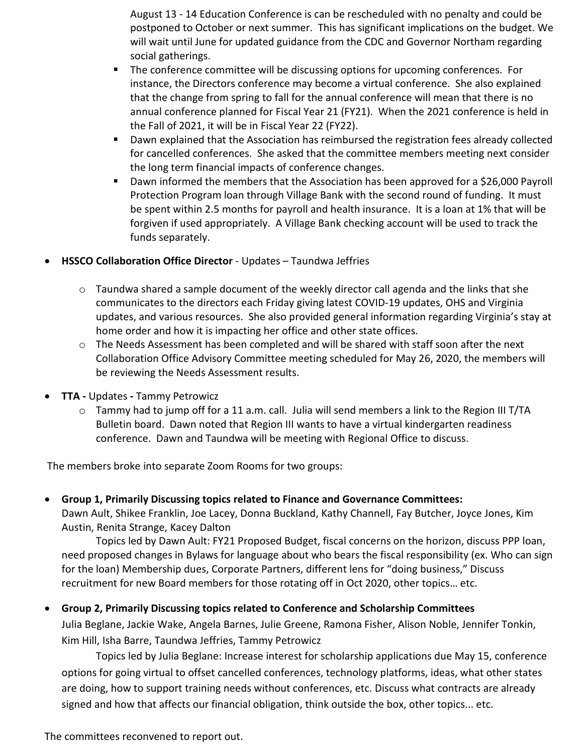August 13 - 14 Education Conference is can be rescheduled with no penalty and could be postponed to October or next summer. This has significant implications on the budget. We will wait until June for updated guidance from the CDC and Governor Northam regarding social gatherings.

- The conference committee will be discussing options for upcoming conferences. For instance, the Directors conference may become a virtual conference. She also explained that the change from spring to fall for the annual conference will mean that there is no annual conference planned for Fiscal Year 21 (FY21). When the 2021 conference is held in the Fall of 2021, it will be in Fiscal Year 22 (FY22).
- Dawn explained that the Association has reimbursed the registration fees already collected for cancelled conferences. She asked that the committee members meeting next consider the long term financial impacts of conference changes.
- Dawn informed the members that the Association has been approved for a $26,000 Payroll Protection Program loan through Village Bank with the second round of funding. It must be spent within 2.5 months for payroll and health insurance. It is a loan at 1% that will be forgiven if used appropriately. A Village Bank checking account will be used to track the funds separately.

- **HSSCO Collaboration Office Director** - Updates – Taundwa Jeffries
  - Taundwa shared a sample document of the weekly director call agenda and the links that she communicates to the directors each Friday giving latest COVID-19 updates, OHS and Virginia updates, and various resources. She also provided general information regarding Virginia's stay at home order and how it is impacting her office and other state offices.
  - The Needs Assessment has been completed and will be shared with staff soon after the next Collaboration Office Advisory Committee meeting scheduled for May 26, 2020, the members will be reviewing the Needs Assessment results.

- **TTA -** Updates **-** Tammy Petrowicz
  - Tammy had to jump off for a 11 a.m. call. Julia will send members a link to the Region III T/TA Bulletin board. Dawn noted that Region III wants to have a virtual kindergarten readiness conference. Dawn and Taundwa will be meeting with Regional Office to discuss.

The members broke into separate Zoom Rooms for two groups:

- **Group 1, Primarily Discussing topics related to Finance and Governance Committees:**
  Dawn Ault, Shikee Franklin, Joe Lacey, Donna Buckland, Kathy Channell, Fay Butcher, Joyce Jones, Kim Austin, Renita Strange, Kacey Dalton

  Topics led by Dawn Ault: FY21 Proposed Budget, fiscal concerns on the horizon, discuss PPP loan, need proposed changes in Bylaws for language about who bears the fiscal responsibility (ex. Who can sign for the loan) Membership dues, Corporate Partners, different lens for "doing business," Discuss recruitment for new Board members for those rotating off in Oct 2020, other topics… etc.

- **Group 2, Primarily Discussing topics related to Conference and Scholarship Committees**
  Julia Beglane, Jackie Wake, Angela Barnes, Julie Greene, Ramona Fisher, Alison Noble, Jennifer Tonkin, Kim Hill, Isha Barre, Taundwa Jeffries, Tammy Petrowicz

  Topics led by Julia Beglane: Increase interest for scholarship applications due May 15, conference options for going virtual to offset cancelled conferences, technology platforms, ideas, what other states are doing, how to support training needs without conferences, etc. Discuss what contracts are already signed and how that affects our financial obligation, think outside the box, other topics... etc.

The committees reconvened to report out.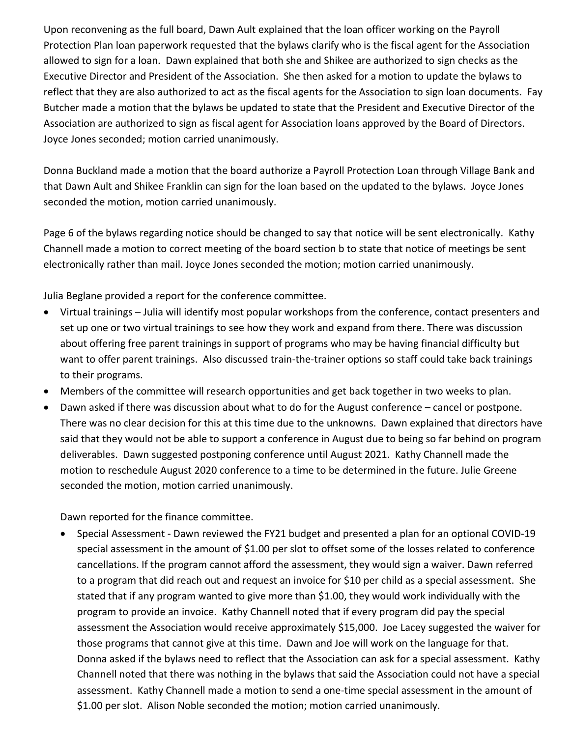Upon reconvening as the full board, Dawn Ault explained that the loan officer working on the Payroll Protection Plan loan paperwork requested that the bylaws clarify who is the fiscal agent for the Association allowed to sign for a loan. Dawn explained that both she and Shikee are authorized to sign checks as the Executive Director and President of the Association. She then asked for a motion to update the bylaws to reflect that they are also authorized to act as the fiscal agents for the Association to sign loan documents. Fay Butcher made a motion that the bylaws be updated to state that the President and Executive Director of the Association are authorized to sign as fiscal agent for Association loans approved by the Board of Directors. Joyce Jones seconded; motion carried unanimously.

Donna Buckland made a motion that the board authorize a Payroll Protection Loan through Village Bank and that Dawn Ault and Shikee Franklin can sign for the loan based on the updated to the bylaws. Joyce Jones seconded the motion, motion carried unanimously.

Page 6 of the bylaws regarding notice should be changed to say that notice will be sent electronically. Kathy Channell made a motion to correct meeting of the board section b to state that notice of meetings be sent electronically rather than mail. Joyce Jones seconded the motion; motion carried unanimously.

Julia Beglane provided a report for the conference committee.

- Virtual trainings – Julia will identify most popular workshops from the conference, contact presenters and set up one or two virtual trainings to see how they work and expand from there. There was discussion about offering free parent trainings in support of programs who may be having financial difficulty but want to offer parent trainings. Also discussed train-the-trainer options so staff could take back trainings to their programs.
- Members of the committee will research opportunities and get back together in two weeks to plan.
- Dawn asked if there was discussion about what to do for the August conference – cancel or postpone. There was no clear decision for this at this time due to the unknowns. Dawn explained that directors have said that they would not be able to support a conference in August due to being so far behind on program deliverables. Dawn suggested postponing conference until August 2021. Kathy Channell made the motion to reschedule August 2020 conference to a time to be determined in the future. Julie Greene seconded the motion, motion carried unanimously.

Dawn reported for the finance committee.

- Special Assessment - Dawn reviewed the FY21 budget and presented a plan for an optional COVID-19 special assessment in the amount of $1.00 per slot to offset some of the losses related to conference cancellations. If the program cannot afford the assessment, they would sign a waiver. Dawn referred to a program that did reach out and request an invoice for $10 per child as a special assessment. She stated that if any program wanted to give more than $1.00, they would work individually with the program to provide an invoice. Kathy Channell noted that if every program did pay the special assessment the Association would receive approximately $15,000. Joe Lacey suggested the waiver for those programs that cannot give at this time. Dawn and Joe will work on the language for that. Donna asked if the bylaws need to reflect that the Association can ask for a special assessment. Kathy Channell noted that there was nothing in the bylaws that said the Association could not have a special assessment. Kathy Channell made a motion to send a one-time special assessment in the amount of $1.00 per slot. Alison Noble seconded the motion; motion carried unanimously.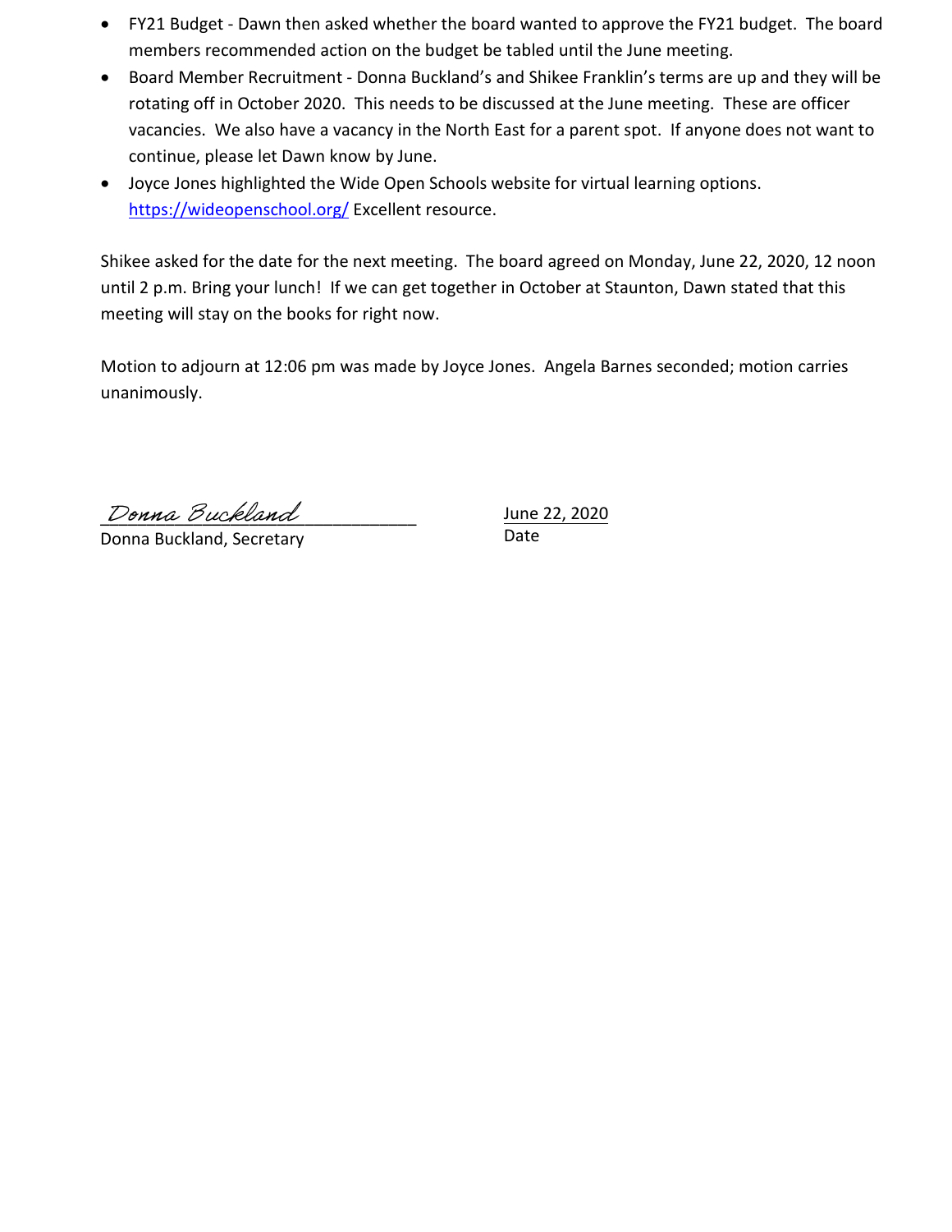- FY21 Budget - Dawn then asked whether the board wanted to approve the FY21 budget. The board members recommended action on the budget be tabled until the June meeting.
- Board Member Recruitment - Donna Buckland's and Shikee Franklin's terms are up and they will be rotating off in October 2020. This needs to be discussed at the June meeting. These are officer vacancies. We also have a vacancy in the North East for a parent spot. If anyone does not want to continue, please let Dawn know by June.
- Joyce Jones highlighted the Wide Open Schools website for virtual learning options. https://wideopenschool.org/ Excellent resource.

Shikee asked for the date for the next meeting. The board agreed on Monday, June 22, 2020, 12 noon until 2 p.m. Bring your lunch! If we can get together in October at Staunton, Dawn stated that this meeting will stay on the books for right now.

Motion to adjourn at 12:06 pm was made by Joyce Jones. Angela Barnes seconded; motion carries unanimously.

Donna Buckland
Donna Buckland, Secretary

June 22, 2020
Date